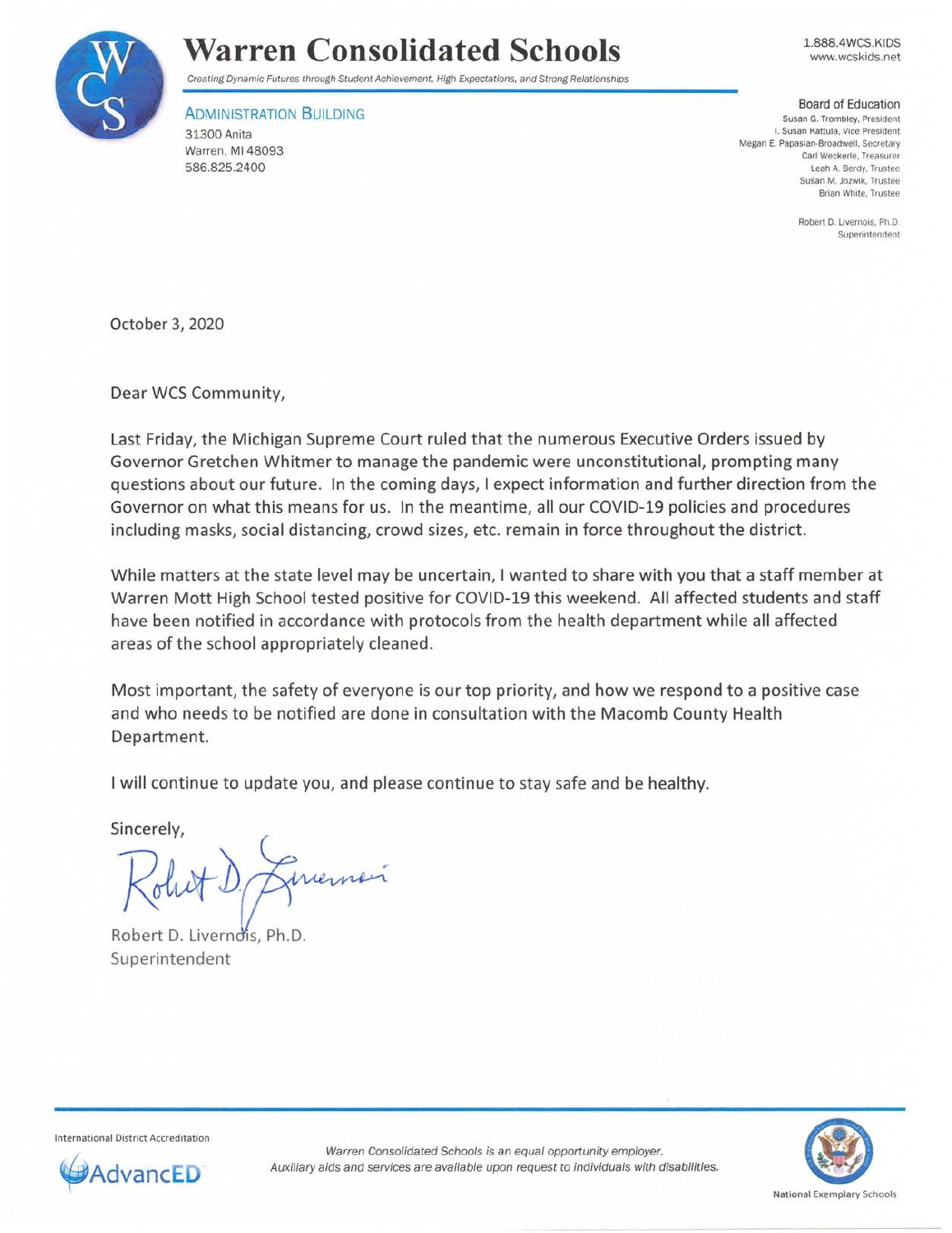# Warren Consolidated Schools

*Creating Dynamic Futures through Student Achievement, High Expectations, and Strong Relationships*

1.888.4WCS.KIDS
www.wcskids.net

ADMINISTRATION BUILDING
31300 Anita
Warren, MI 48093
586.825.2400

**Board of Education**
Susan G. Trombley, President
I. Susan Kattula, Vice President
Megan E. Papasian-Broadwell, Secretary
Carl Weckerle, Treasurer
Leah A. Berdy, Trustee
Susan M. Jozwik, Trustee
Brian White, Trustee

Robert D. Livernois, Ph.D.
Superintendent

October 3, 2020

Dear WCS Community,

Last Friday, the Michigan Supreme Court ruled that the numerous Executive Orders issued by Governor Gretchen Whitmer to manage the pandemic were unconstitutional, prompting many questions about our future. In the coming days, I expect information and further direction from the Governor on what this means for us. In the meantime, all our COVID-19 policies and procedures including masks, social distancing, crowd sizes, etc. remain in force throughout the district.

While matters at the state level may be uncertain, I wanted to share with you that a staff member at Warren Mott High School tested positive for COVID-19 this weekend. All affected students and staff have been notified in accordance with protocols from the health department while all affected areas of the school appropriately cleaned.

Most important, the safety of everyone is our top priority, and how we respond to a positive case and who needs to be notified are done in consultation with the Macomb County Health Department.

I will continue to update you, and please continue to stay safe and be healthy.

Sincerely,

Robert D. Livernois, Ph.D.
Superintendent

International District Accreditation
AdvancED

*Warren Consolidated Schools is an equal opportunity employer.*
*Auxiliary aids and services are available upon request to individuals with disabilities.*

National Exemplary Schools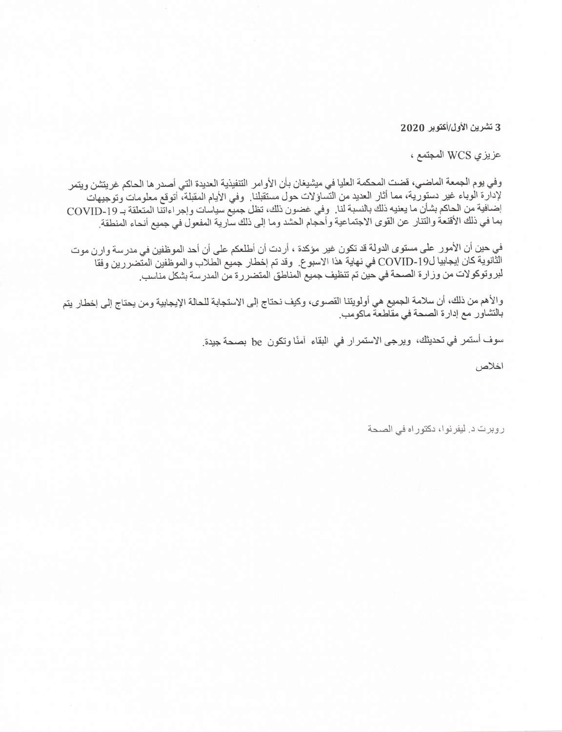**3 تشرين الأول/أكتوبر 2020**

عزيزي WCS المجتمع ،

وفي يوم الجمعة الماضي، قضت المحكمة العليا في ميشيغان بأن الأوامر التنفيذية العديدة التي أصدرها الحاكم غريتشن ويتمر لإدارة الوباء غير دستورية، مما أثار العديد من التساؤلات حول مستقبلنا. وفي الأيام المقبلة، أتوقع معلومات وتوجيهات إضافية من الحاكم بشأن ما يعنيه ذلك بالنسبة لنا. وفي غضون ذلك، تظل جميع سياسات وإجراءاتنا المتعلقة بـ COVID-19 بما في ذلك الأقنعة والتنار عن القوى الاجتماعية وأحجام الحشد وما إلى ذلك سارية المفعول في جميع أنحاء المنطقة.

في حين أن الأمور على مستوى الدولة قد تكون غير مؤكدة ، أردت أن أطلعكم على أن أحد الموظفين في مدرسة وارن موت الثانوية كان إيجابيا لCOVID-19 في نهاية هذا الاسبوع. وقد تم إخطار جميع الطلاب والموظفين المتضررين وفقا لبروتوكولات من وزارة الصحة في حين تم تنظيف جميع المناطق المتضررة من المدرسة بشكل مناسب.

والأهم من ذلك، أن سلامة الجميع هي أولويتنا القصوى، وكيف نحتاج إلى الاستجابة للحالة الإيجابية ومن يحتاج إلى إخطار يتم بالتشاور مع إدارة الصحة في مقاطعة ماكومب.

سوف أستمر في تحديثك، ويرجى الاستمرار في البقاء آمنًا وتكون be بصحة جيدة.

اخلاص

روبرت د. ليفرنوا، دكتوراه في الصحة